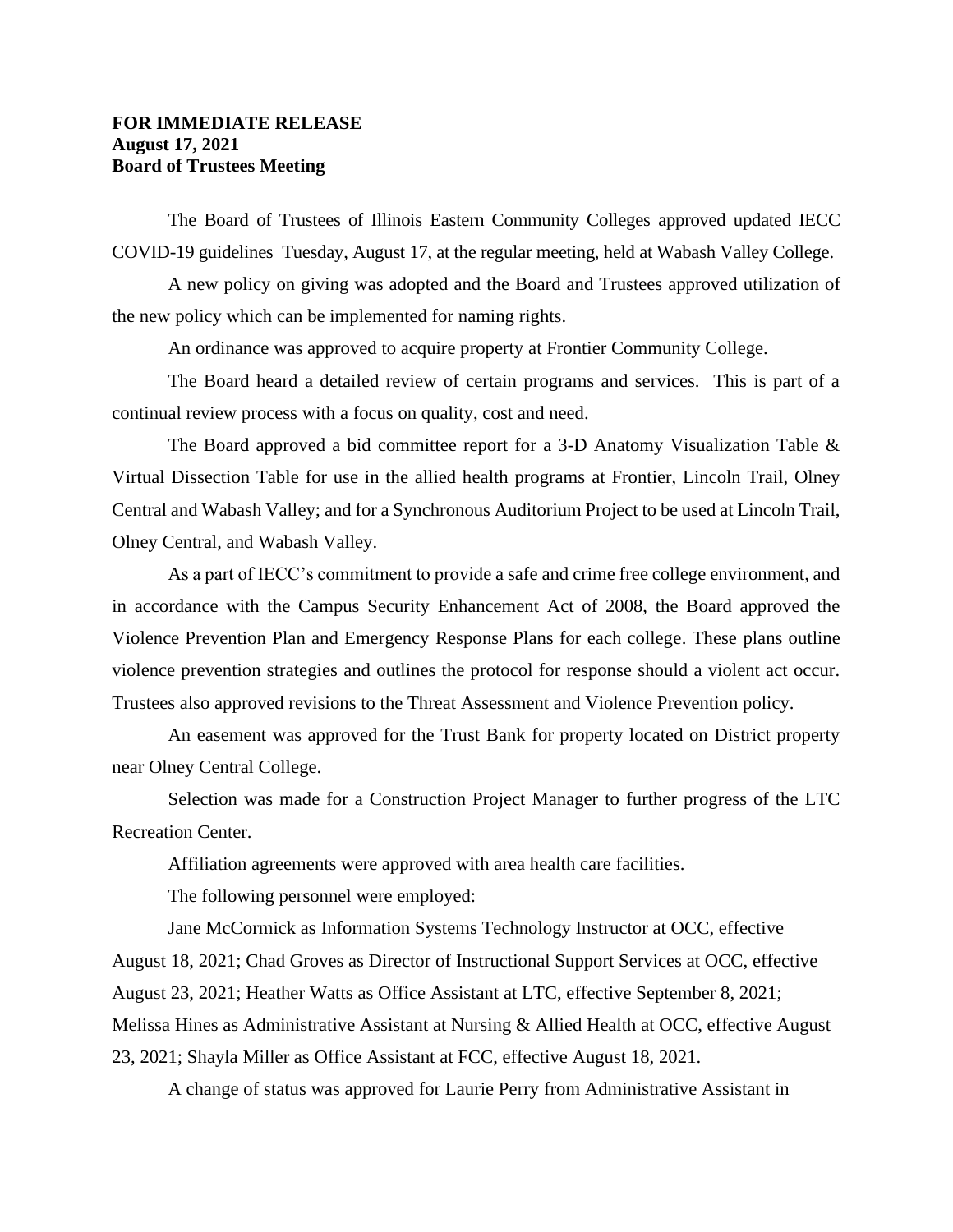**FOR IMMEDIATE RELEASE**
**August 17, 2021**
**Board of Trustees Meeting**

The Board of Trustees of Illinois Eastern Community Colleges approved updated IECC COVID-19 guidelines Tuesday, August 17, at the regular meeting, held at Wabash Valley College.

A new policy on giving was adopted and the Board and Trustees approved utilization of the new policy which can be implemented for naming rights.

An ordinance was approved to acquire property at Frontier Community College.

The Board heard a detailed review of certain programs and services. This is part of a continual review process with a focus on quality, cost and need.

The Board approved a bid committee report for a 3-D Anatomy Visualization Table & Virtual Dissection Table for use in the allied health programs at Frontier, Lincoln Trail, Olney Central and Wabash Valley; and for a Synchronous Auditorium Project to be used at Lincoln Trail, Olney Central, and Wabash Valley.

As a part of IECC's commitment to provide a safe and crime free college environment, and in accordance with the Campus Security Enhancement Act of 2008, the Board approved the Violence Prevention Plan and Emergency Response Plans for each college. These plans outline violence prevention strategies and outlines the protocol for response should a violent act occur. Trustees also approved revisions to the Threat Assessment and Violence Prevention policy.

An easement was approved for the Trust Bank for property located on District property near Olney Central College.

Selection was made for a Construction Project Manager to further progress of the LTC Recreation Center.

Affiliation agreements were approved with area health care facilities.

The following personnel were employed:

Jane McCormick as Information Systems Technology Instructor at OCC, effective August 18, 2021; Chad Groves as Director of Instructional Support Services at OCC, effective August 23, 2021; Heather Watts as Office Assistant at LTC, effective September 8, 2021; Melissa Hines as Administrative Assistant at Nursing & Allied Health at OCC, effective August 23, 2021; Shayla Miller as Office Assistant at FCC, effective August 18, 2021.

A change of status was approved for Laurie Perry from Administrative Assistant in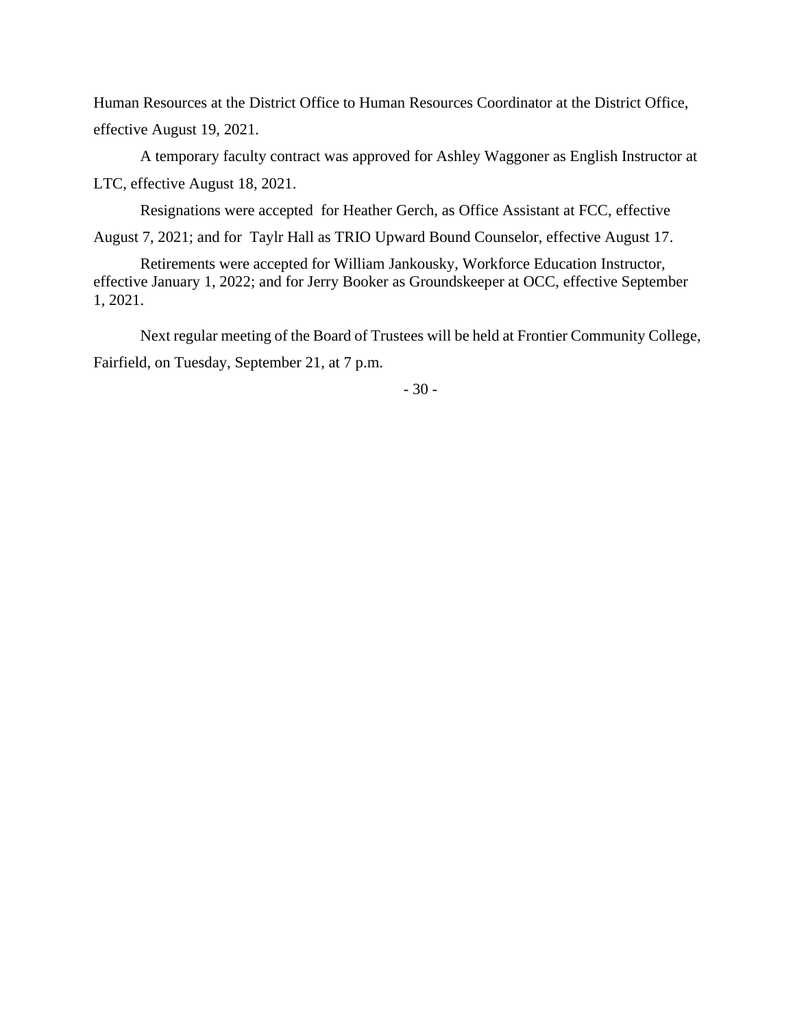Human Resources at the District Office to Human Resources Coordinator at the District Office, effective August 19, 2021.

A temporary faculty contract was approved for Ashley Waggoner as English Instructor at LTC, effective August 18, 2021.

Resignations were accepted for Heather Gerch, as Office Assistant at FCC, effective August 7, 2021; and for Taylr Hall as TRIO Upward Bound Counselor, effective August 17.

Retirements were accepted for William Jankousky, Workforce Education Instructor, effective January 1, 2022; and for Jerry Booker as Groundskeeper at OCC, effective September 1, 2021.

Next regular meeting of the Board of Trustees will be held at Frontier Community College, Fairfield, on Tuesday, September 21, at 7 p.m.

- 30 -